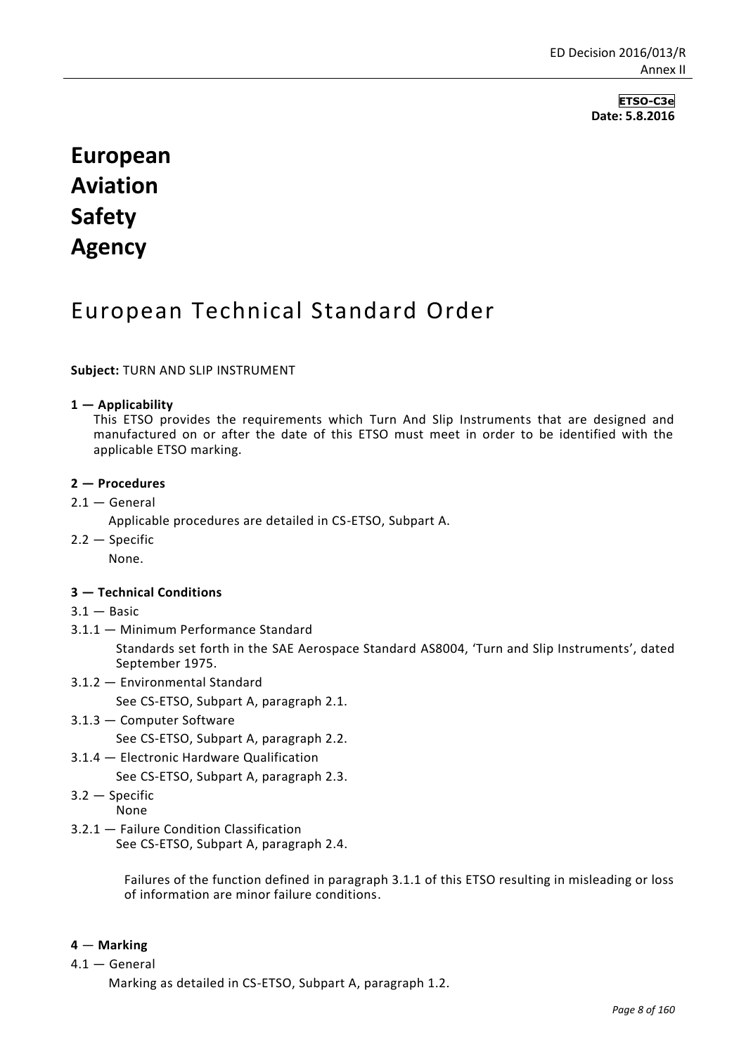**ETSO-C3e**
**Date: 5.8.2016**

# European Aviation Safety Agency

# European Technical Standard Order

**Subject:** TURN AND SLIP INSTRUMENT

**1 — Applicability**

This ETSO provides the requirements which Turn And Slip Instruments that are designed and manufactured on or after the date of this ETSO must meet in order to be identified with the applicable ETSO marking.

**2 — Procedures**

2.1 — General

Applicable procedures are detailed in CS-ETSO, Subpart A.

2.2 — Specific

None.

**3 — Technical Conditions**

3.1 — Basic

3.1.1 — Minimum Performance Standard

Standards set forth in the SAE Aerospace Standard AS8004, 'Turn and Slip Instruments', dated September 1975.

3.1.2 — Environmental Standard

See CS-ETSO, Subpart A, paragraph 2.1.

3.1.3 — Computer Software

See CS-ETSO, Subpart A, paragraph 2.2.

3.1.4 — Electronic Hardware Qualification

See CS-ETSO, Subpart A, paragraph 2.3.

3.2 — Specific

None

3.2.1 — Failure Condition Classification

See CS-ETSO, Subpart A, paragraph 2.4.

Failures of the function defined in paragraph 3.1.1 of this ETSO resulting in misleading or loss of information are minor failure conditions.

**4** — **Marking**

4.1 — General

Marking as detailed in CS-ETSO, Subpart A, paragraph 1.2.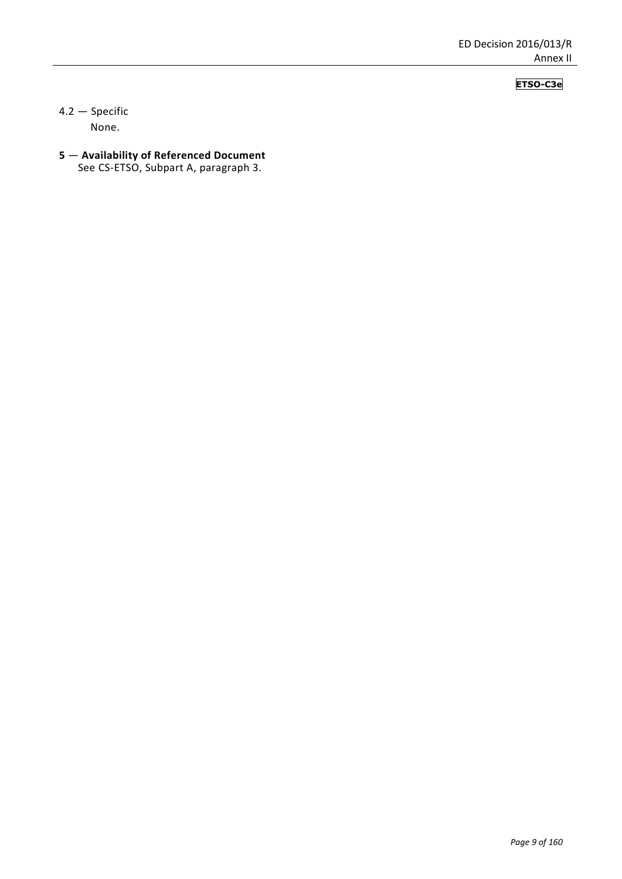4.2 — Specific

None.

**5** — **Availability of Referenced Document**

See CS-ETSO, Subpart A, paragraph 3.